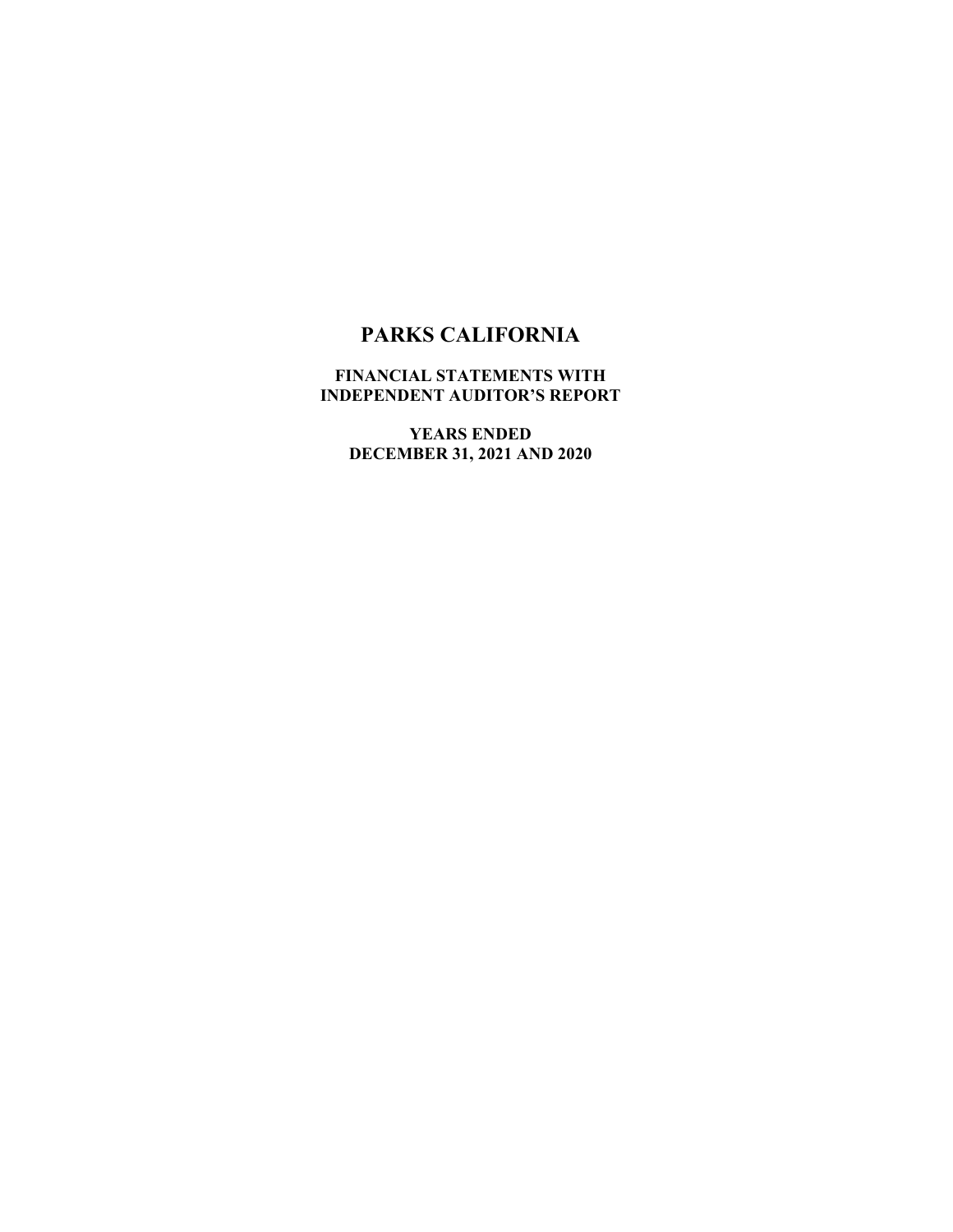# PARKS CALIFORNIA

**FINANCIAL STATEMENTS WITH INDEPENDENT AUDITOR'S REPORT**

**YEARS ENDED DECEMBER 31, 2021 AND 2020**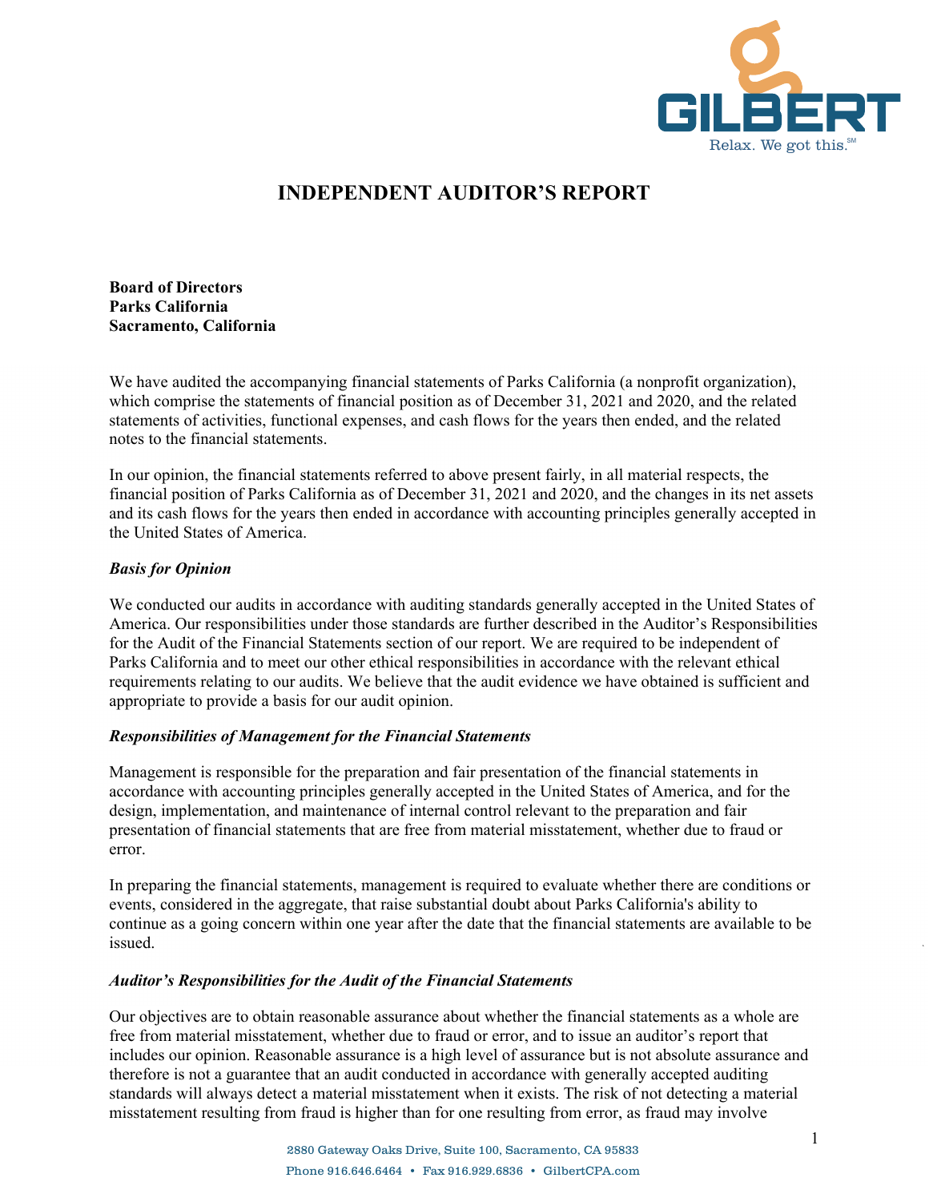# INDEPENDENT AUDITOR'S REPORT

**Board of Directors**
**Parks California**
**Sacramento, California**

We have audited the accompanying financial statements of Parks California (a nonprofit organization), which comprise the statements of financial position as of December 31, 2021 and 2020, and the related statements of activities, functional expenses, and cash flows for the years then ended, and the related notes to the financial statements.

In our opinion, the financial statements referred to above present fairly, in all material respects, the financial position of Parks California as of December 31, 2021 and 2020, and the changes in its net assets and its cash flows for the years then ended in accordance with accounting principles generally accepted in the United States of America.

***Basis for Opinion***

We conducted our audits in accordance with auditing standards generally accepted in the United States of America. Our responsibilities under those standards are further described in the Auditor's Responsibilities for the Audit of the Financial Statements section of our report. We are required to be independent of Parks California and to meet our other ethical responsibilities in accordance with the relevant ethical requirements relating to our audits. We believe that the audit evidence we have obtained is sufficient and appropriate to provide a basis for our audit opinion.

***Responsibilities of Management for the Financial Statements***

Management is responsible for the preparation and fair presentation of the financial statements in accordance with accounting principles generally accepted in the United States of America, and for the design, implementation, and maintenance of internal control relevant to the preparation and fair presentation of financial statements that are free from material misstatement, whether due to fraud or error.

In preparing the financial statements, management is required to evaluate whether there are conditions or events, considered in the aggregate, that raise substantial doubt about Parks California's ability to continue as a going concern within one year after the date that the financial statements are available to be issued.

***Auditor's Responsibilities for the Audit of the Financial Statements***

Our objectives are to obtain reasonable assurance about whether the financial statements as a whole are free from material misstatement, whether due to fraud or error, and to issue an auditor's report that includes our opinion. Reasonable assurance is a high level of assurance but is not absolute assurance and therefore is not a guarantee that an audit conducted in accordance with generally accepted auditing standards will always detect a material misstatement when it exists. The risk of not detecting a material misstatement resulting from fraud is higher than for one resulting from error, as fraud may involve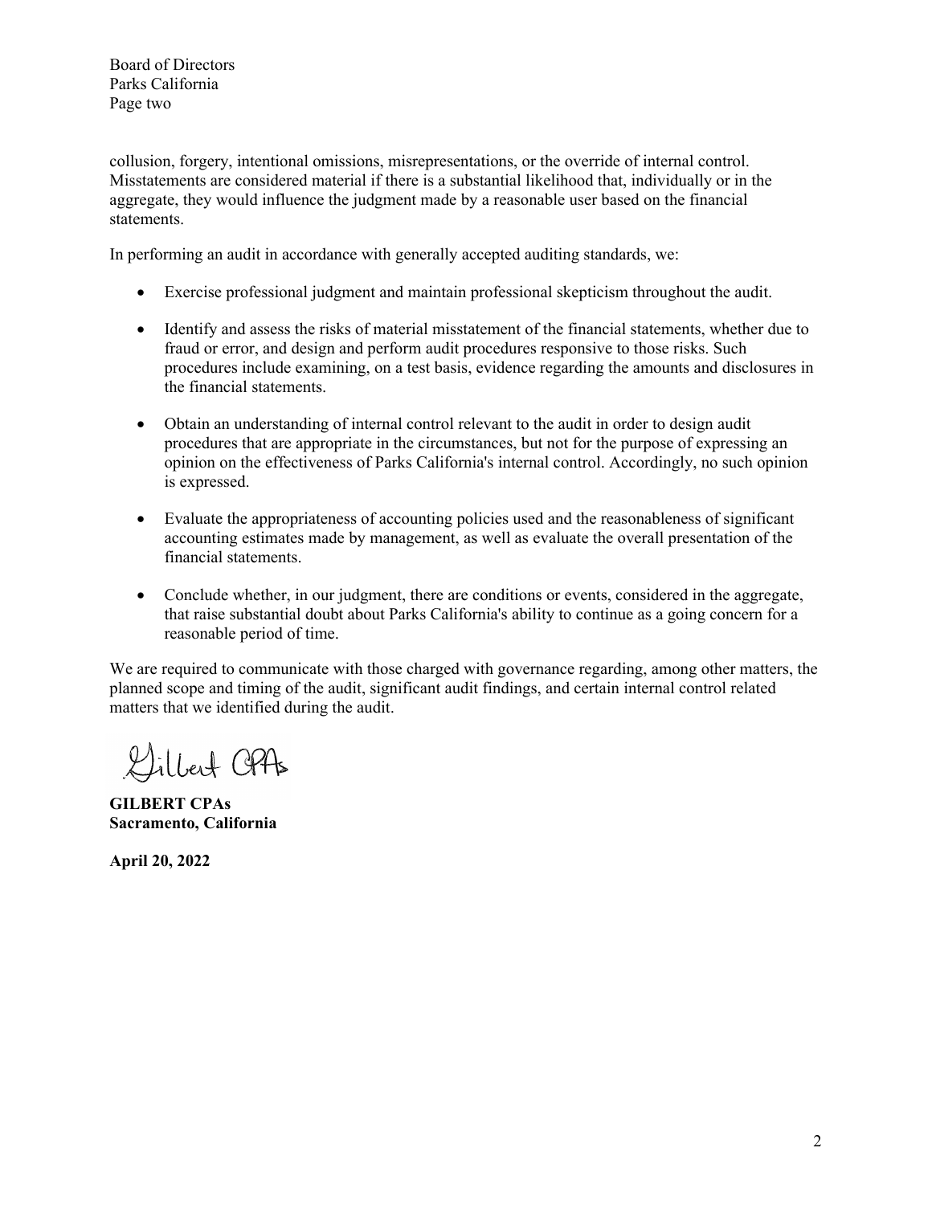collusion, forgery, intentional omissions, misrepresentations, or the override of internal control. Misstatements are considered material if there is a substantial likelihood that, individually or in the aggregate, they would influence the judgment made by a reasonable user based on the financial statements.

In performing an audit in accordance with generally accepted auditing standards, we:

- Exercise professional judgment and maintain professional skepticism throughout the audit.
- Identify and assess the risks of material misstatement of the financial statements, whether due to fraud or error, and design and perform audit procedures responsive to those risks. Such procedures include examining, on a test basis, evidence regarding the amounts and disclosures in the financial statements.
- Obtain an understanding of internal control relevant to the audit in order to design audit procedures that are appropriate in the circumstances, but not for the purpose of expressing an opinion on the effectiveness of Parks California's internal control. Accordingly, no such opinion is expressed.
- Evaluate the appropriateness of accounting policies used and the reasonableness of significant accounting estimates made by management, as well as evaluate the overall presentation of the financial statements.
- Conclude whether, in our judgment, there are conditions or events, considered in the aggregate, that raise substantial doubt about Parks California's ability to continue as a going concern for a reasonable period of time.

We are required to communicate with those charged with governance regarding, among other matters, the planned scope and timing of the audit, significant audit findings, and certain internal control related matters that we identified during the audit.

Gilbert CPAs

**GILBERT CPAs**
**Sacramento, California**

**April 20, 2022**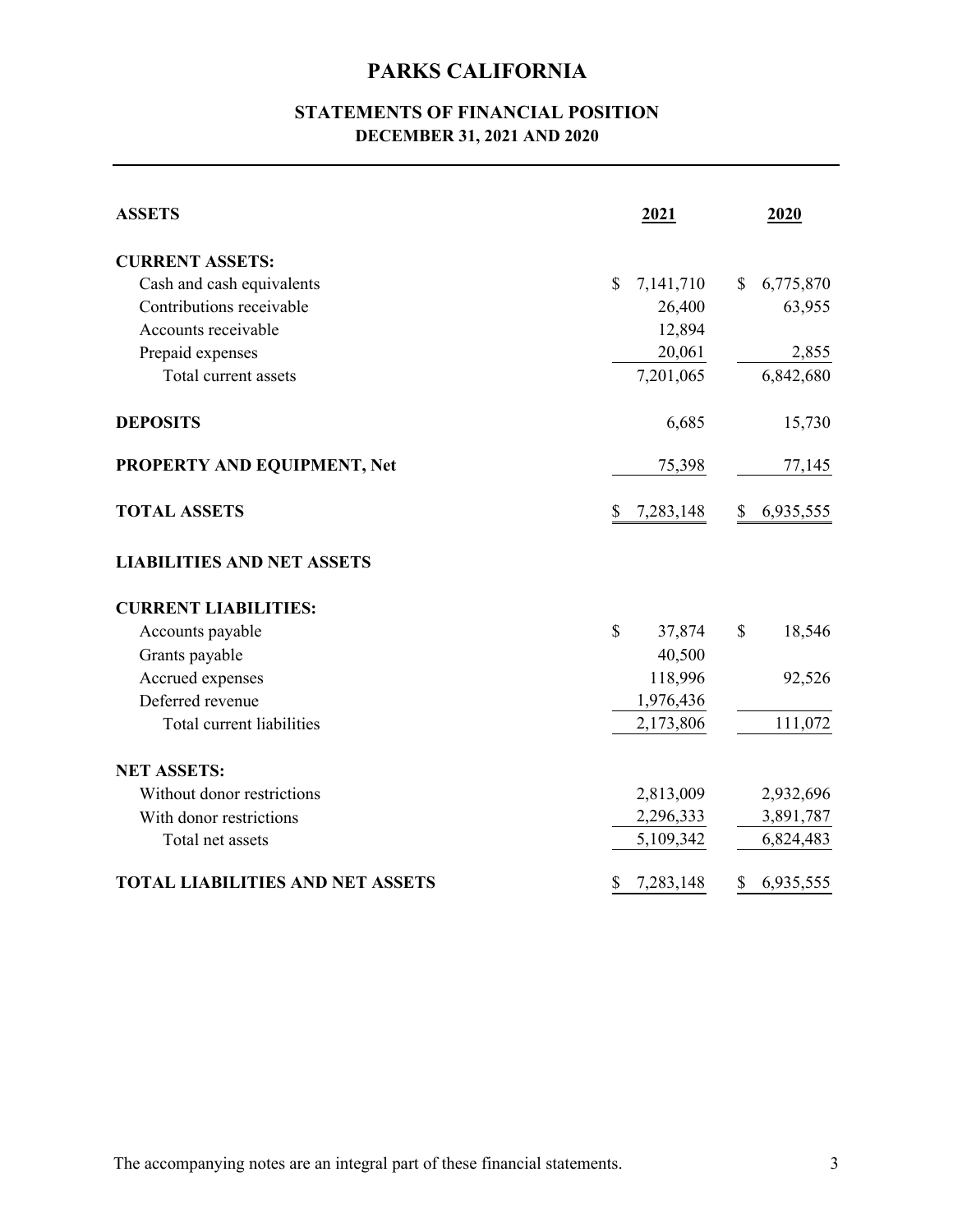# PARKS CALIFORNIA

## STATEMENTS OF FINANCIAL POSITION
### DECEMBER 31, 2021 AND 2020

| ASSETS | 2021 | 2020 |
|---|---|---|
| **CURRENT ASSETS:** | | |
| Cash and cash equivalents | $ 7,141,710 | $ 6,775,870 |
| Contributions receivable | 26,400 | 63,955 |
| Accounts receivable | 12,894 | |
| Prepaid expenses | 20,061 | 2,855 |
| Total current assets | 7,201,065 | 6,842,680 |
| **DEPOSITS** | 6,685 | 15,730 |
| **PROPERTY AND EQUIPMENT, Net** | 75,398 | 77,145 |
| **TOTAL ASSETS** | $ 7,283,148 | $ 6,935,555 |
| **LIABILITIES AND NET ASSETS** | | |
| **CURRENT LIABILITIES:** | | |
| Accounts payable | $ 37,874 | $ 18,546 |
| Grants payable | 40,500 | |
| Accrued expenses | 118,996 | 92,526 |
| Deferred revenue | 1,976,436 | |
| Total current liabilities | 2,173,806 | 111,072 |
| **NET ASSETS:** | | |
| Without donor restrictions | 2,813,009 | 2,932,696 |
| With donor restrictions | 2,296,333 | 3,891,787 |
| Total net assets | 5,109,342 | 6,824,483 |
| **TOTAL LIABILITIES AND NET ASSETS** | $ 7,283,148 | $ 6,935,555 |

The accompanying notes are an integral part of these financial statements.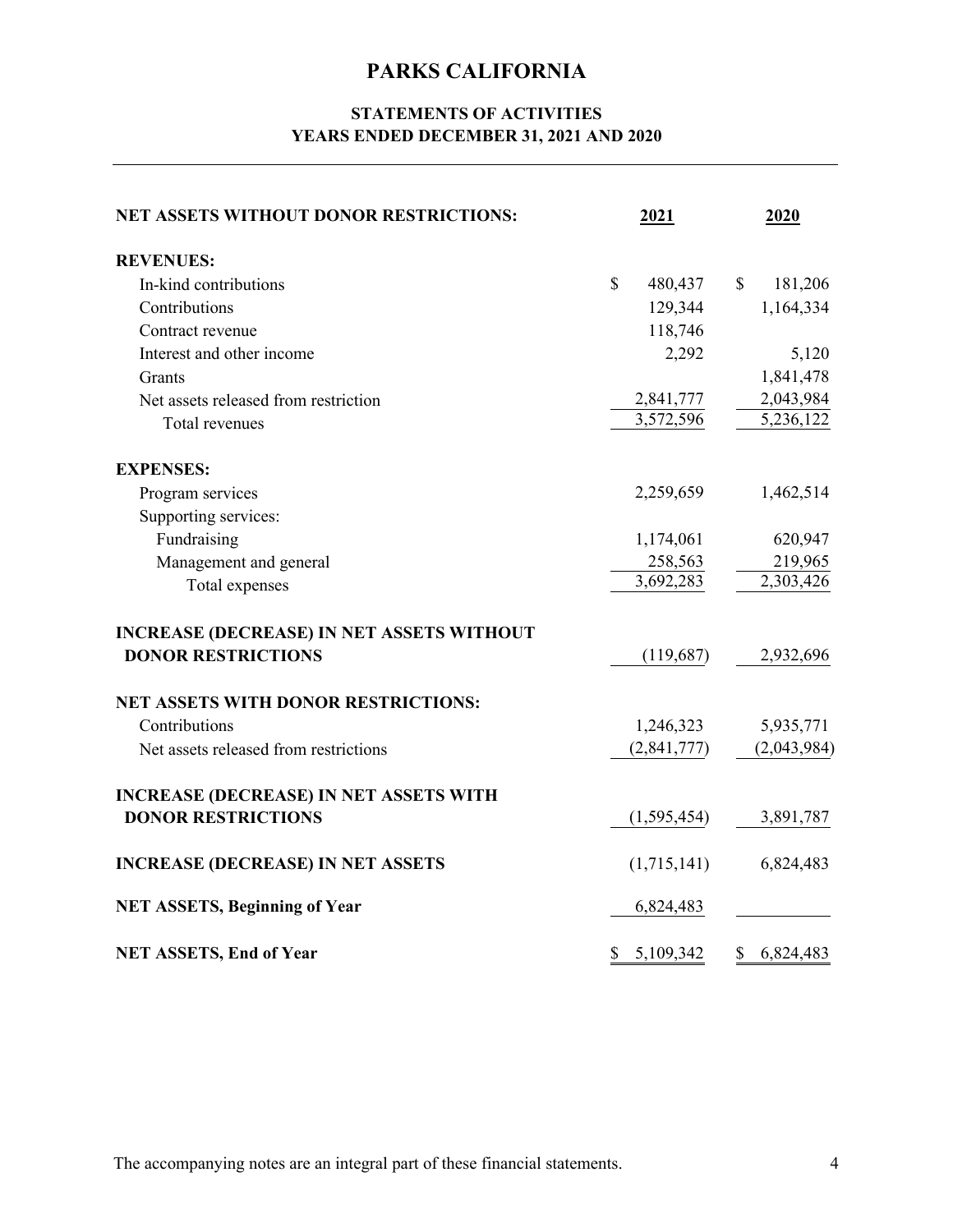# PARKS CALIFORNIA

## STATEMENTS OF ACTIVITIES
## YEARS ENDED DECEMBER 31, 2021 AND 2020

| NET ASSETS WITHOUT DONOR RESTRICTIONS: | 2021 | 2020 |
|---|---|---|
| **REVENUES:** | | |
| In-kind contributions | $ 480,437 | $ 181,206 |
| Contributions | 129,344 | 1,164,334 |
| Contract revenue | 118,746 | |
| Interest and other income | 2,292 | 5,120 |
| Grants | | 1,841,478 |
| Net assets released from restriction | 2,841,777 | 2,043,984 |
| Total revenues | 3,572,596 | 5,236,122 |
| **EXPENSES:** | | |
| Program services | 2,259,659 | 1,462,514 |
| Supporting services: | | |
| Fundraising | 1,174,061 | 620,947 |
| Management and general | 258,563 | 219,965 |
| Total expenses | 3,692,283 | 2,303,426 |
| **INCREASE (DECREASE) IN NET ASSETS WITHOUT DONOR RESTRICTIONS** | (119,687) | 2,932,696 |
| **NET ASSETS WITH DONOR RESTRICTIONS:** | | |
| Contributions | 1,246,323 | 5,935,771 |
| Net assets released from restrictions | (2,841,777) | (2,043,984) |
| **INCREASE (DECREASE) IN NET ASSETS WITH DONOR RESTRICTIONS** | (1,595,454) | 3,891,787 |
| **INCREASE (DECREASE) IN NET ASSETS** | (1,715,141) | 6,824,483 |
| **NET ASSETS, Beginning of Year** | 6,824,483 | |
| **NET ASSETS, End of Year** | $ 5,109,342 | $ 6,824,483 |

The accompanying notes are an integral part of these financial statements.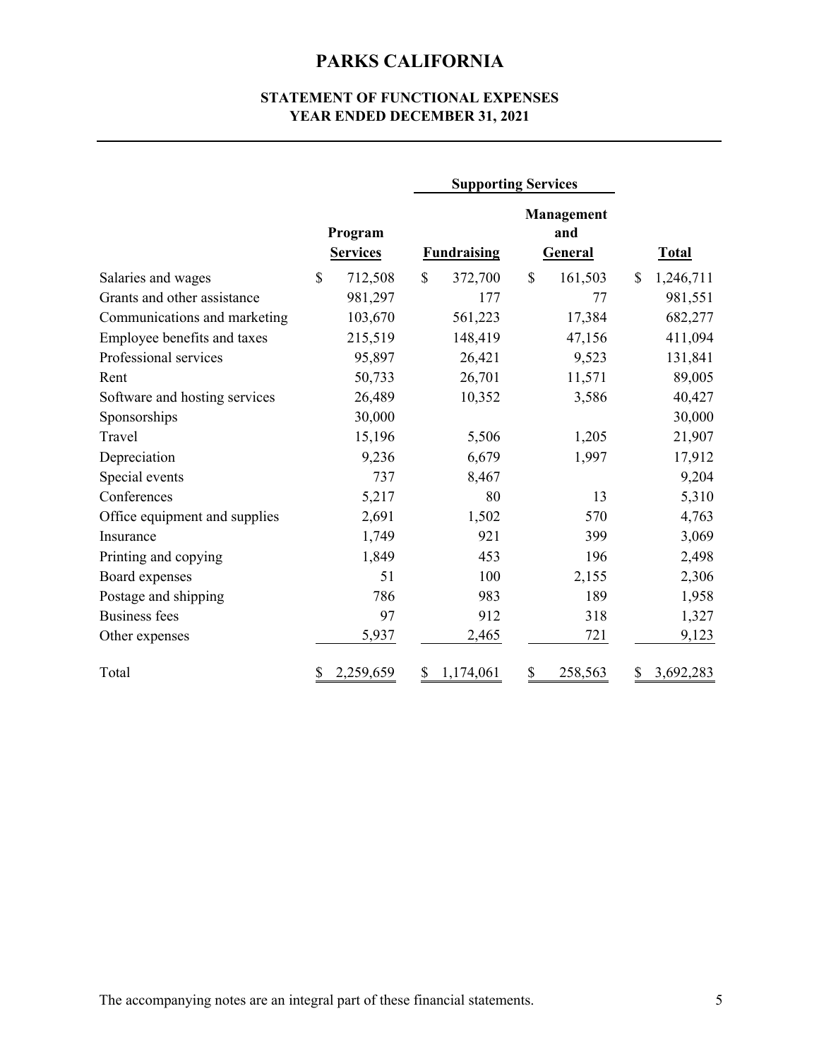# PARKS CALIFORNIA

## STATEMENT OF FUNCTIONAL EXPENSES
## YEAR ENDED DECEMBER 31, 2021

| | | Supporting Services | | |
|---|---|---|---|---|
| | Program Services | Fundraising | Management and General | Total |
| Salaries and wages | $ 712,508 | $ 372,700 | $ 161,503 | $ 1,246,711 |
| Grants and other assistance | 981,297 | 177 | 77 | 981,551 |
| Communications and marketing | 103,670 | 561,223 | 17,384 | 682,277 |
| Employee benefits and taxes | 215,519 | 148,419 | 47,156 | 411,094 |
| Professional services | 95,897 | 26,421 | 9,523 | 131,841 |
| Rent | 50,733 | 26,701 | 11,571 | 89,005 |
| Software and hosting services | 26,489 | 10,352 | 3,586 | 40,427 |
| Sponsorships | 30,000 | | | 30,000 |
| Travel | 15,196 | 5,506 | 1,205 | 21,907 |
| Depreciation | 9,236 | 6,679 | 1,997 | 17,912 |
| Special events | 737 | 8,467 | | 9,204 |
| Conferences | 5,217 | 80 | 13 | 5,310 |
| Office equipment and supplies | 2,691 | 1,502 | 570 | 4,763 |
| Insurance | 1,749 | 921 | 399 | 3,069 |
| Printing and copying | 1,849 | 453 | 196 | 2,498 |
| Board expenses | 51 | 100 | 2,155 | 2,306 |
| Postage and shipping | 786 | 983 | 189 | 1,958 |
| Business fees | 97 | 912 | 318 | 1,327 |
| Other expenses | 5,937 | 2,465 | 721 | 9,123 |
| Total | $ 2,259,659 | $ 1,174,061 | $ 258,563 | $ 3,692,283 |

The accompanying notes are an integral part of these financial statements.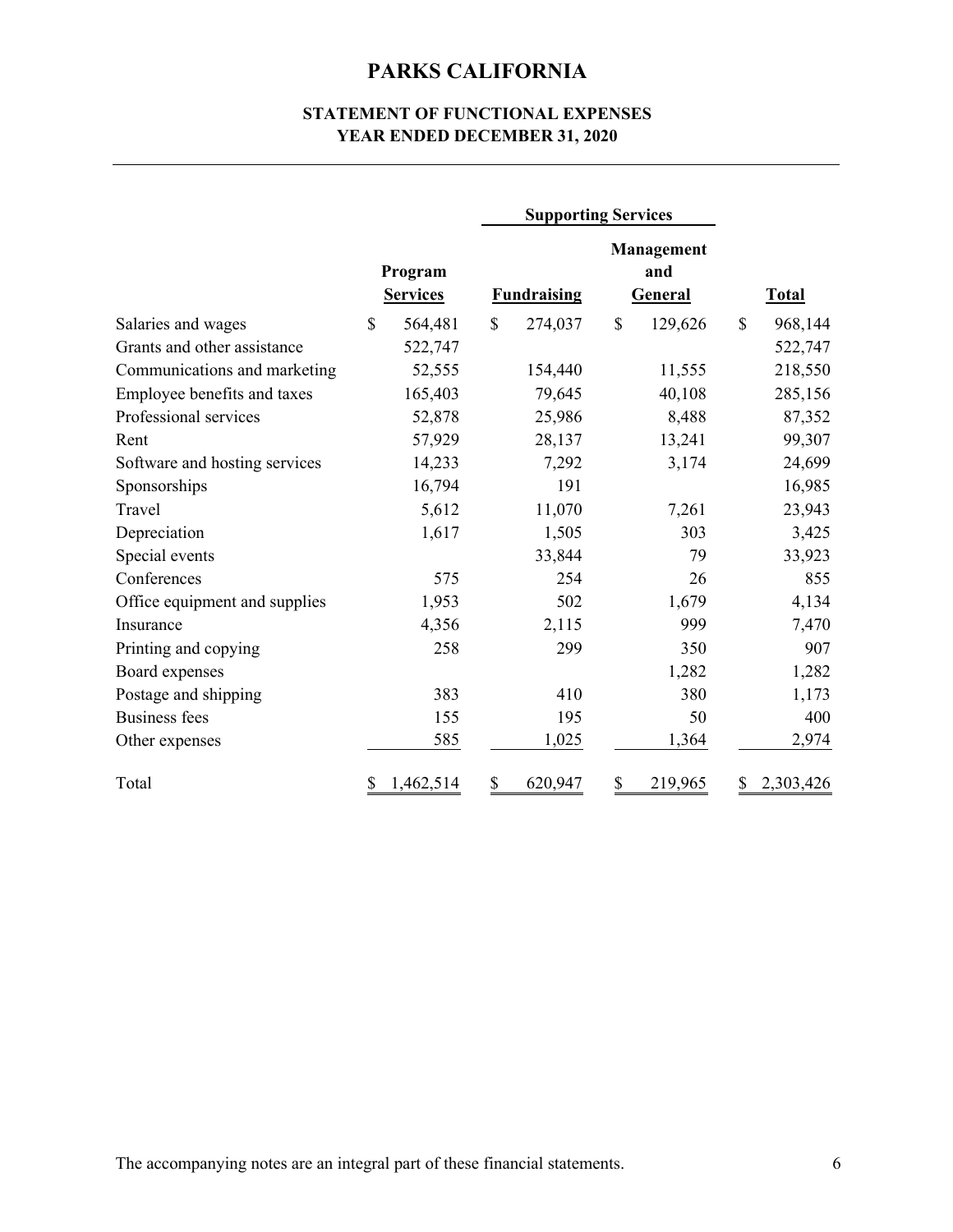# PARKS CALIFORNIA

## STATEMENT OF FUNCTIONAL EXPENSES
## YEAR ENDED DECEMBER 31, 2020

| | Program Services | Supporting Services | | Total |
|---|---|---|---|---|
| | | Fundraising | Management and General | |
| Salaries and wages | $ 564,481 | $ 274,037 | $ 129,626 | $ 968,144 |
| Grants and other assistance | 522,747 | | | 522,747 |
| Communications and marketing | 52,555 | 154,440 | 11,555 | 218,550 |
| Employee benefits and taxes | 165,403 | 79,645 | 40,108 | 285,156 |
| Professional services | 52,878 | 25,986 | 8,488 | 87,352 |
| Rent | 57,929 | 28,137 | 13,241 | 99,307 |
| Software and hosting services | 14,233 | 7,292 | 3,174 | 24,699 |
| Sponsorships | 16,794 | 191 | | 16,985 |
| Travel | 5,612 | 11,070 | 7,261 | 23,943 |
| Depreciation | 1,617 | 1,505 | 303 | 3,425 |
| Special events | | 33,844 | 79 | 33,923 |
| Conferences | 575 | 254 | 26 | 855 |
| Office equipment and supplies | 1,953 | 502 | 1,679 | 4,134 |
| Insurance | 4,356 | 2,115 | 999 | 7,470 |
| Printing and copying | 258 | 299 | 350 | 907 |
| Board expenses | | | 1,282 | 1,282 |
| Postage and shipping | 383 | 410 | 380 | 1,173 |
| Business fees | 155 | 195 | 50 | 400 |
| Other expenses | 585 | 1,025 | 1,364 | 2,974 |
| Total | $ 1,462,514 | $ 620,947 | $ 219,965 | $ 2,303,426 |

The accompanying notes are an integral part of these financial statements.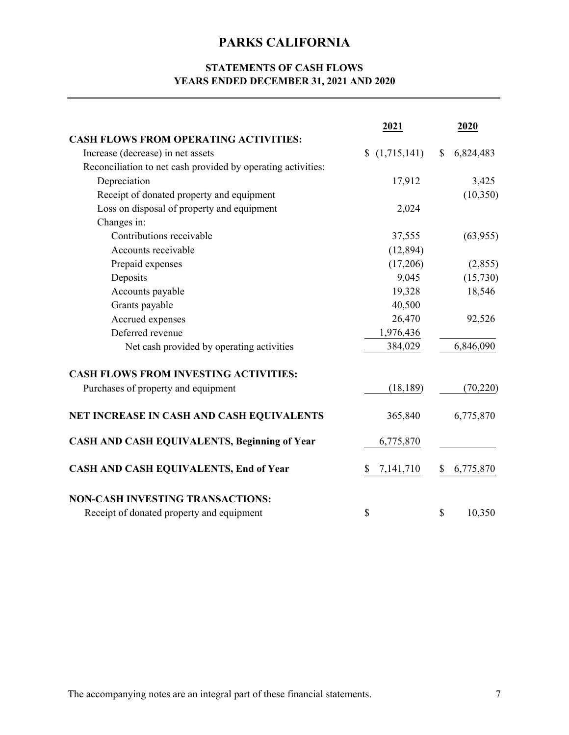# PARKS CALIFORNIA

## STATEMENTS OF CASH FLOWS
## YEARS ENDED DECEMBER 31, 2021 AND 2020

| | 2021 | 2020 |
|---|---|---|
| **CASH FLOWS FROM OPERATING ACTIVITIES:** | | |
| Increase (decrease) in net assets | $ (1,715,141) | $ 6,824,483 |
| Reconciliation to net cash provided by operating activities: | | |
| Depreciation | 17,912 | 3,425 |
| Receipt of donated property and equipment | | (10,350) |
| Loss on disposal of property and equipment | 2,024 | |
| Changes in: | | |
| Contributions receivable | 37,555 | (63,955) |
| Accounts receivable | (12,894) | |
| Prepaid expenses | (17,206) | (2,855) |
| Deposits | 9,045 | (15,730) |
| Accounts payable | 19,328 | 18,546 |
| Grants payable | 40,500 | |
| Accrued expenses | 26,470 | 92,526 |
| Deferred revenue | 1,976,436 | |
| Net cash provided by operating activities | 384,029 | 6,846,090 |
| **CASH FLOWS FROM INVESTING ACTIVITIES:** | | |
| Purchases of property and equipment | (18,189) | (70,220) |
| **NET INCREASE IN CASH AND CASH EQUIVALENTS** | 365,840 | 6,775,870 |
| **CASH AND CASH EQUIVALENTS, Beginning of Year** | 6,775,870 | |
| **CASH AND CASH EQUIVALENTS, End of Year** | $ 7,141,710 | $ 6,775,870 |
| **NON-CASH INVESTING TRANSACTIONS:** | | |
| Receipt of donated property and equipment | $ | $ 10,350 |

The accompanying notes are an integral part of these financial statements.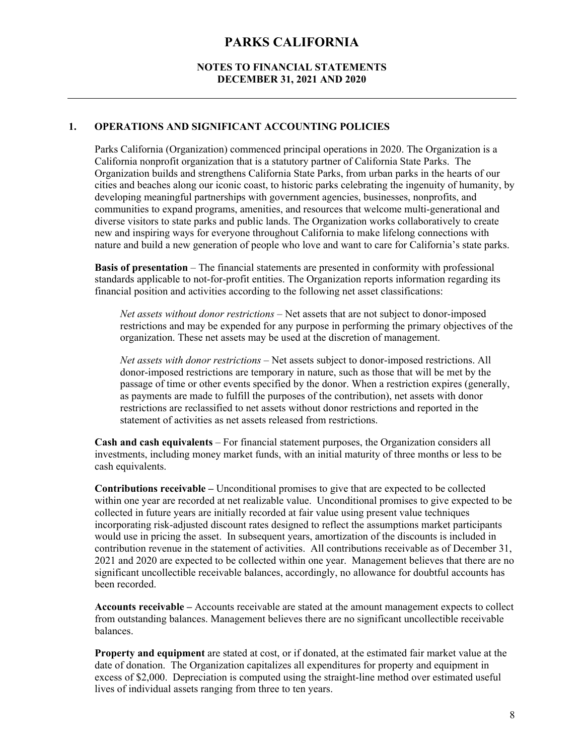# PARKS CALIFORNIA

## NOTES TO FINANCIAL STATEMENTS
## DECEMBER 31, 2021 AND 2020

### 1. OPERATIONS AND SIGNIFICANT ACCOUNTING POLICIES

Parks California (Organization) commenced principal operations in 2020. The Organization is a California nonprofit organization that is a statutory partner of California State Parks. The Organization builds and strengthens California State Parks, from urban parks in the hearts of our cities and beaches along our iconic coast, to historic parks celebrating the ingenuity of humanity, by developing meaningful partnerships with government agencies, businesses, nonprofits, and communities to expand programs, amenities, and resources that welcome multi-generational and diverse visitors to state parks and public lands. The Organization works collaboratively to create new and inspiring ways for everyone throughout California to make lifelong connections with nature and build a new generation of people who love and want to care for California's state parks.

**Basis of presentation** – The financial statements are presented in conformity with professional standards applicable to not-for-profit entities. The Organization reports information regarding its financial position and activities according to the following net asset classifications:

*Net assets without donor restrictions* – Net assets that are not subject to donor-imposed restrictions and may be expended for any purpose in performing the primary objectives of the organization. These net assets may be used at the discretion of management.

*Net assets with donor restrictions* – Net assets subject to donor-imposed restrictions. All donor-imposed restrictions are temporary in nature, such as those that will be met by the passage of time or other events specified by the donor. When a restriction expires (generally, as payments are made to fulfill the purposes of the contribution), net assets with donor restrictions are reclassified to net assets without donor restrictions and reported in the statement of activities as net assets released from restrictions.

**Cash and cash equivalents** – For financial statement purposes, the Organization considers all investments, including money market funds, with an initial maturity of three months or less to be cash equivalents.

**Contributions receivable –** Unconditional promises to give that are expected to be collected within one year are recorded at net realizable value. Unconditional promises to give expected to be collected in future years are initially recorded at fair value using present value techniques incorporating risk-adjusted discount rates designed to reflect the assumptions market participants would use in pricing the asset. In subsequent years, amortization of the discounts is included in contribution revenue in the statement of activities. All contributions receivable as of December 31, 2021 and 2020 are expected to be collected within one year. Management believes that there are no significant uncollectible receivable balances, accordingly, no allowance for doubtful accounts has been recorded.

**Accounts receivable –** Accounts receivable are stated at the amount management expects to collect from outstanding balances. Management believes there are no significant uncollectible receivable balances.

**Property and equipment** are stated at cost, or if donated, at the estimated fair market value at the date of donation. The Organization capitalizes all expenditures for property and equipment in excess of $2,000. Depreciation is computed using the straight-line method over estimated useful lives of individual assets ranging from three to ten years.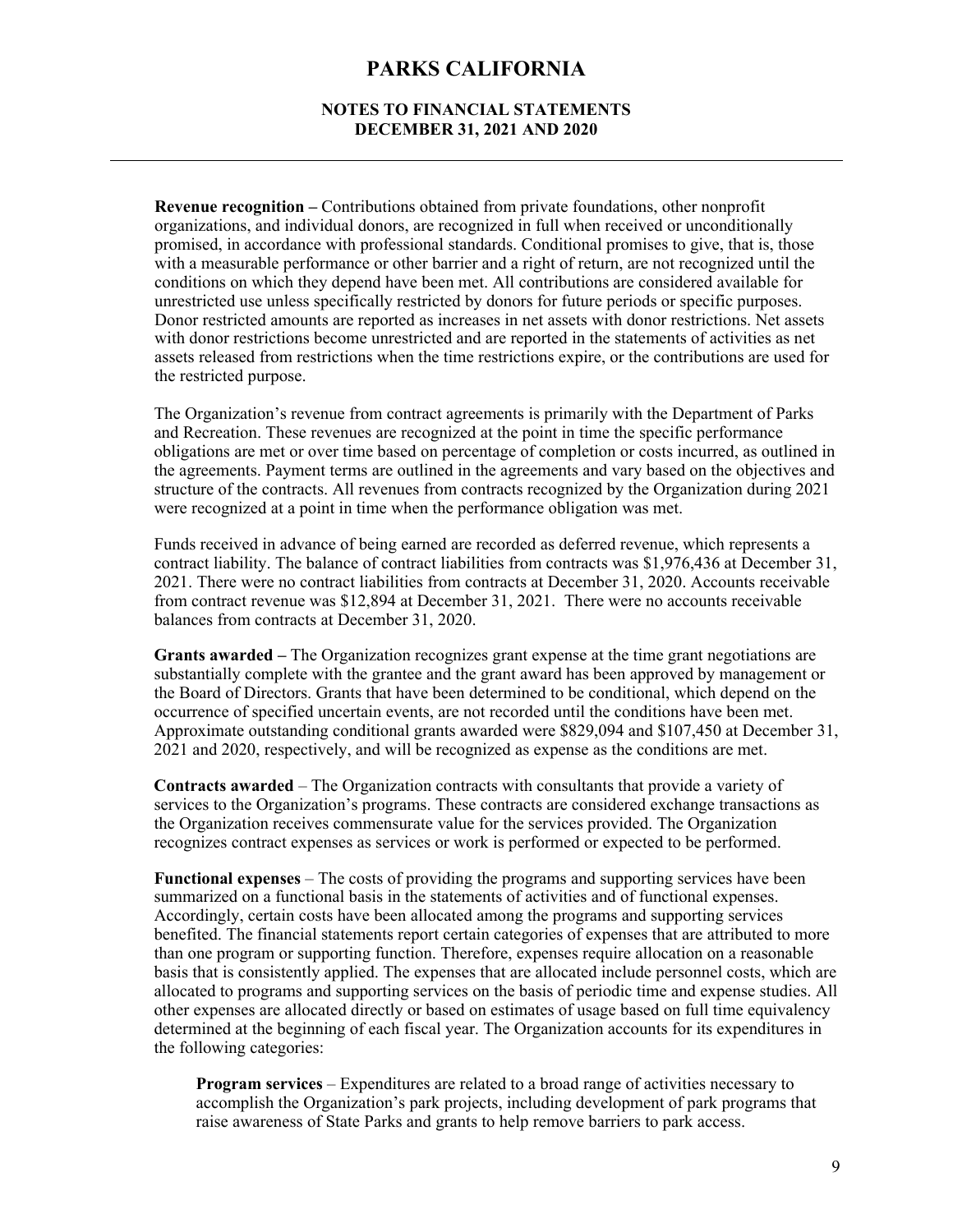**Revenue recognition –** Contributions obtained from private foundations, other nonprofit organizations, and individual donors, are recognized in full when received or unconditionally promised, in accordance with professional standards. Conditional promises to give, that is, those with a measurable performance or other barrier and a right of return, are not recognized until the conditions on which they depend have been met. All contributions are considered available for unrestricted use unless specifically restricted by donors for future periods or specific purposes. Donor restricted amounts are reported as increases in net assets with donor restrictions. Net assets with donor restrictions become unrestricted and are reported in the statements of activities as net assets released from restrictions when the time restrictions expire, or the contributions are used for the restricted purpose.

The Organization's revenue from contract agreements is primarily with the Department of Parks and Recreation. These revenues are recognized at the point in time the specific performance obligations are met or over time based on percentage of completion or costs incurred, as outlined in the agreements. Payment terms are outlined in the agreements and vary based on the objectives and structure of the contracts. All revenues from contracts recognized by the Organization during 2021 were recognized at a point in time when the performance obligation was met.

Funds received in advance of being earned are recorded as deferred revenue, which represents a contract liability. The balance of contract liabilities from contracts was $1,976,436 at December 31, 2021. There were no contract liabilities from contracts at December 31, 2020. Accounts receivable from contract revenue was $12,894 at December 31, 2021. There were no accounts receivable balances from contracts at December 31, 2020.

**Grants awarded –** The Organization recognizes grant expense at the time grant negotiations are substantially complete with the grantee and the grant award has been approved by management or the Board of Directors. Grants that have been determined to be conditional, which depend on the occurrence of specified uncertain events, are not recorded until the conditions have been met. Approximate outstanding conditional grants awarded were $829,094 and $107,450 at December 31, 2021 and 2020, respectively, and will be recognized as expense as the conditions are met.

**Contracts awarded** – The Organization contracts with consultants that provide a variety of services to the Organization's programs. These contracts are considered exchange transactions as the Organization receives commensurate value for the services provided. The Organization recognizes contract expenses as services or work is performed or expected to be performed.

**Functional expenses** – The costs of providing the programs and supporting services have been summarized on a functional basis in the statements of activities and of functional expenses. Accordingly, certain costs have been allocated among the programs and supporting services benefited. The financial statements report certain categories of expenses that are attributed to more than one program or supporting function. Therefore, expenses require allocation on a reasonable basis that is consistently applied. The expenses that are allocated include personnel costs, which are allocated to programs and supporting services on the basis of periodic time and expense studies. All other expenses are allocated directly or based on estimates of usage based on full time equivalency determined at the beginning of each fiscal year. The Organization accounts for its expenditures in the following categories:

**Program services** – Expenditures are related to a broad range of activities necessary to accomplish the Organization's park projects, including development of park programs that raise awareness of State Parks and grants to help remove barriers to park access.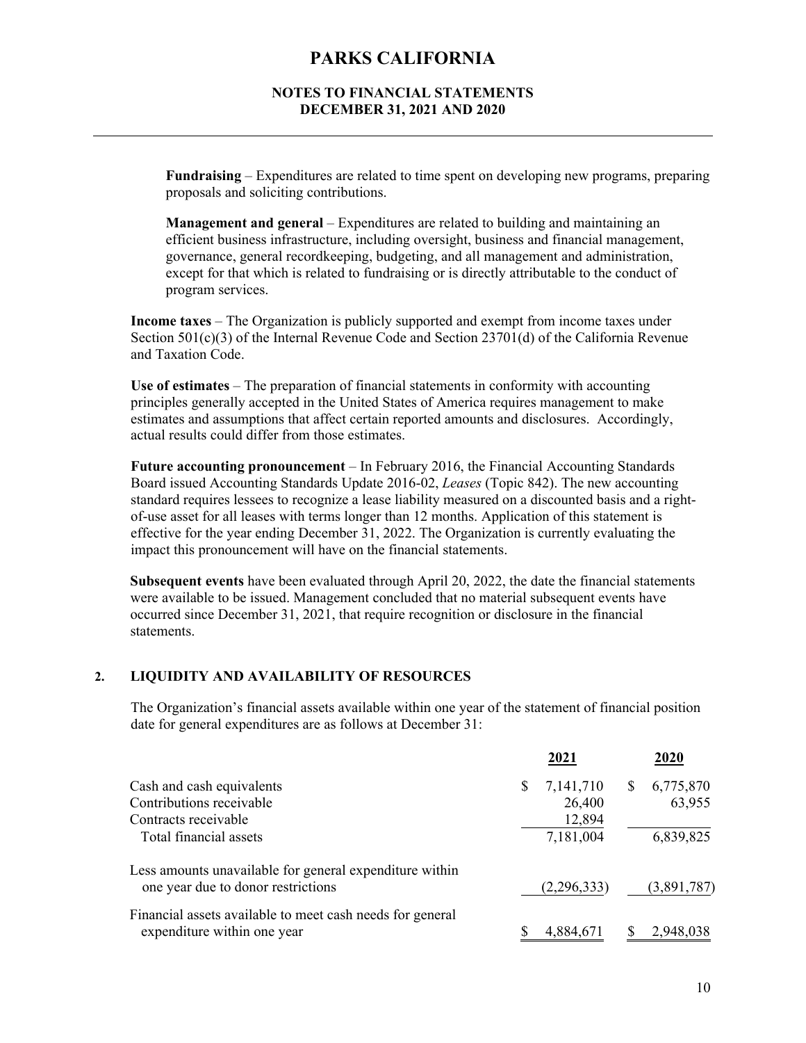**Fundraising** – Expenditures are related to time spent on developing new programs, preparing proposals and soliciting contributions.

**Management and general** – Expenditures are related to building and maintaining an efficient business infrastructure, including oversight, business and financial management, governance, general recordkeeping, budgeting, and all management and administration, except for that which is related to fundraising or is directly attributable to the conduct of program services.

**Income taxes** – The Organization is publicly supported and exempt from income taxes under Section 501(c)(3) of the Internal Revenue Code and Section 23701(d) of the California Revenue and Taxation Code.

**Use of estimates** – The preparation of financial statements in conformity with accounting principles generally accepted in the United States of America requires management to make estimates and assumptions that affect certain reported amounts and disclosures. Accordingly, actual results could differ from those estimates.

**Future accounting pronouncement** – In February 2016, the Financial Accounting Standards Board issued Accounting Standards Update 2016-02, *Leases* (Topic 842). The new accounting standard requires lessees to recognize a lease liability measured on a discounted basis and a right-of-use asset for all leases with terms longer than 12 months. Application of this statement is effective for the year ending December 31, 2022. The Organization is currently evaluating the impact this pronouncement will have on the financial statements.

**Subsequent events** have been evaluated through April 20, 2022, the date the financial statements were available to be issued. Management concluded that no material subsequent events have occurred since December 31, 2021, that require recognition or disclosure in the financial statements.

## 2. LIQUIDITY AND AVAILABILITY OF RESOURCES

The Organization's financial assets available within one year of the statement of financial position date for general expenditures are as follows at December 31:

| | 2021 | 2020 |
|---|---|---|
| Cash and cash equivalents | $ 7,141,710 | $ 6,775,870 |
| Contributions receivable | 26,400 | 63,955 |
| Contracts receivable | 12,894 | |
| Total financial assets | 7,181,004 | 6,839,825 |
| Less amounts unavailable for general expenditure within one year due to donor restrictions | (2,296,333) | (3,891,787) |
| Financial assets available to meet cash needs for general expenditure within one year | $ 4,884,671 | $ 2,948,038 |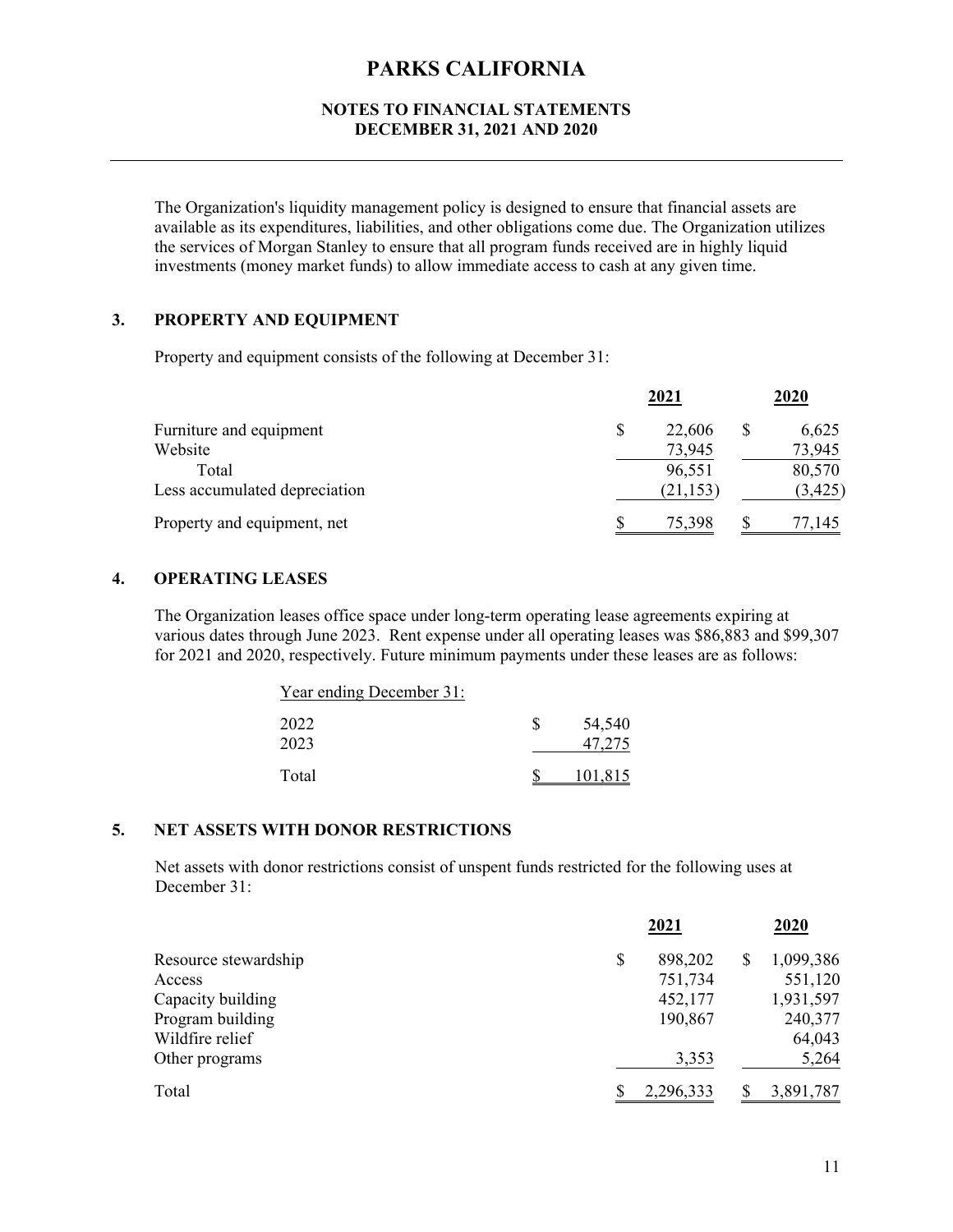# PARKS CALIFORNIA

### NOTES TO FINANCIAL STATEMENTS
### DECEMBER 31, 2021 AND 2020

The Organization's liquidity management policy is designed to ensure that financial assets are available as its expenditures, liabilities, and other obligations come due. The Organization utilizes the services of Morgan Stanley to ensure that all program funds received are in highly liquid investments (money market funds) to allow immediate access to cash at any given time.

## 3. PROPERTY AND EQUIPMENT

Property and equipment consists of the following at December 31:

| | 2021 | 2020 |
|---|---|---|
| Furniture and equipment | $ 22,606 | $ 6,625 |
| Website | 73,945 | 73,945 |
| Total | 96,551 | 80,570 |
| Less accumulated depreciation | (21,153) | (3,425) |
| Property and equipment, net | $ 75,398 | $ 77,145 |

## 4. OPERATING LEASES

The Organization leases office space under long-term operating lease agreements expiring at various dates through June 2023. Rent expense under all operating leases was $86,883 and $99,307 for 2021 and 2020, respectively. Future minimum payments under these leases are as follows:

| Year ending December 31: | |
|---|---|
| 2022 | $ 54,540 |
| 2023 | 47,275 |
| Total | $ 101,815 |

## 5. NET ASSETS WITH DONOR RESTRICTIONS

Net assets with donor restrictions consist of unspent funds restricted for the following uses at December 31:

| | 2021 | 2020 |
|---|---|---|
| Resource stewardship | $ 898,202 | $ 1,099,386 |
| Access | 751,734 | 551,120 |
| Capacity building | 452,177 | 1,931,597 |
| Program building | 190,867 | 240,377 |
| Wildfire relief | | 64,043 |
| Other programs | 3,353 | 5,264 |
| Total | $ 2,296,333 | $ 3,891,787 |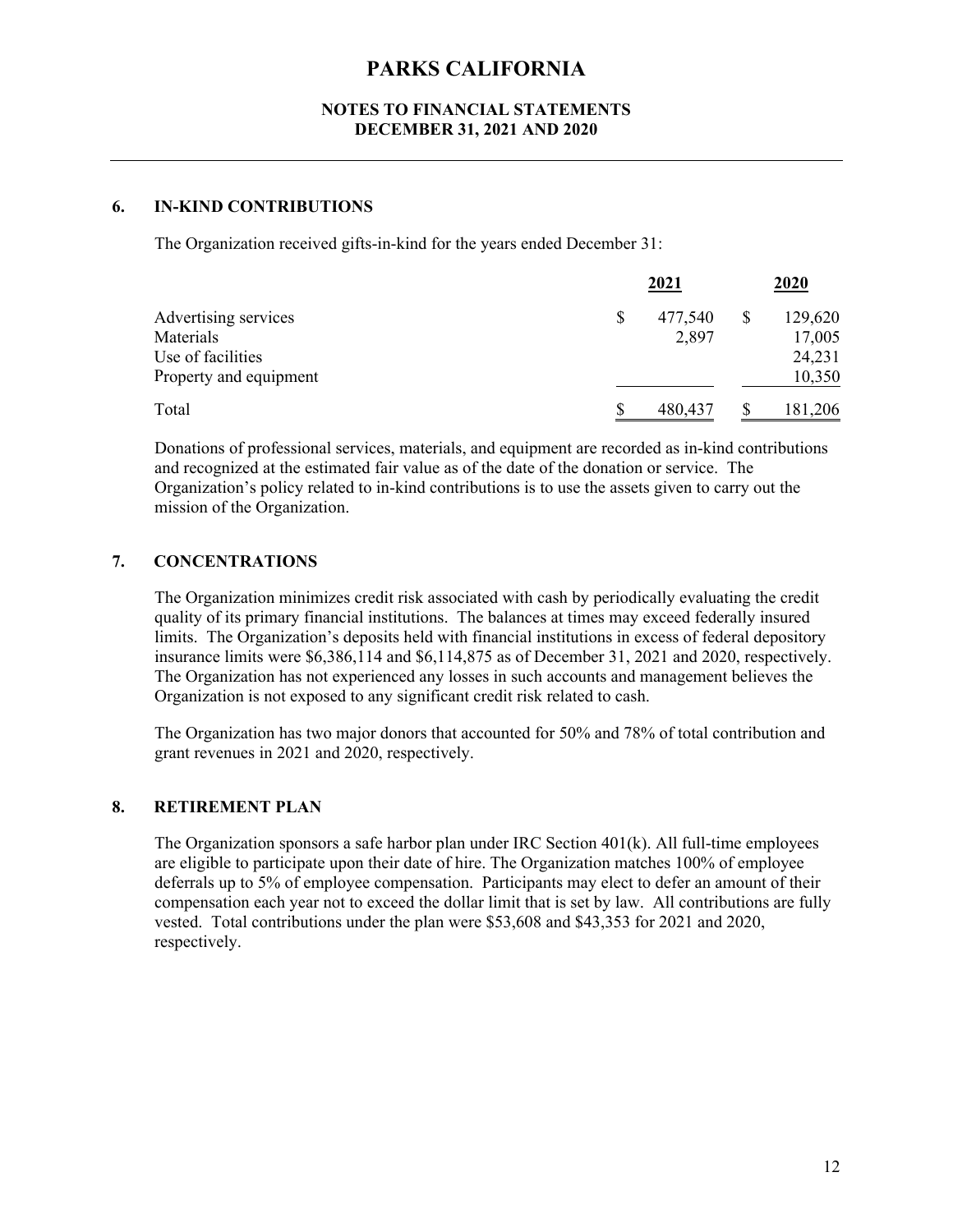# PARKS CALIFORNIA

## NOTES TO FINANCIAL STATEMENTS
## DECEMBER 31, 2021 AND 2020

### 6. IN-KIND CONTRIBUTIONS

The Organization received gifts-in-kind for the years ended December 31:

| | 2021 | 2020 |
|---|---|---|
| Advertising services | $ 477,540 | $ 129,620 |
| Materials | 2,897 | 17,005 |
| Use of facilities | | 24,231 |
| Property and equipment | | 10,350 |
| Total | $ 480,437 | $ 181,206 |

Donations of professional services, materials, and equipment are recorded as in-kind contributions and recognized at the estimated fair value as of the date of the donation or service. The Organization's policy related to in-kind contributions is to use the assets given to carry out the mission of the Organization.

### 7. CONCENTRATIONS

The Organization minimizes credit risk associated with cash by periodically evaluating the credit quality of its primary financial institutions. The balances at times may exceed federally insured limits. The Organization's deposits held with financial institutions in excess of federal depository insurance limits were $6,386,114 and $6,114,875 as of December 31, 2021 and 2020, respectively. The Organization has not experienced any losses in such accounts and management believes the Organization is not exposed to any significant credit risk related to cash.

The Organization has two major donors that accounted for 50% and 78% of total contribution and grant revenues in 2021 and 2020, respectively.

### 8. RETIREMENT PLAN

The Organization sponsors a safe harbor plan under IRC Section 401(k). All full-time employees are eligible to participate upon their date of hire. The Organization matches 100% of employee deferrals up to 5% of employee compensation. Participants may elect to defer an amount of their compensation each year not to exceed the dollar limit that is set by law. All contributions are fully vested. Total contributions under the plan were $53,608 and $43,353 for 2021 and 2020, respectively.